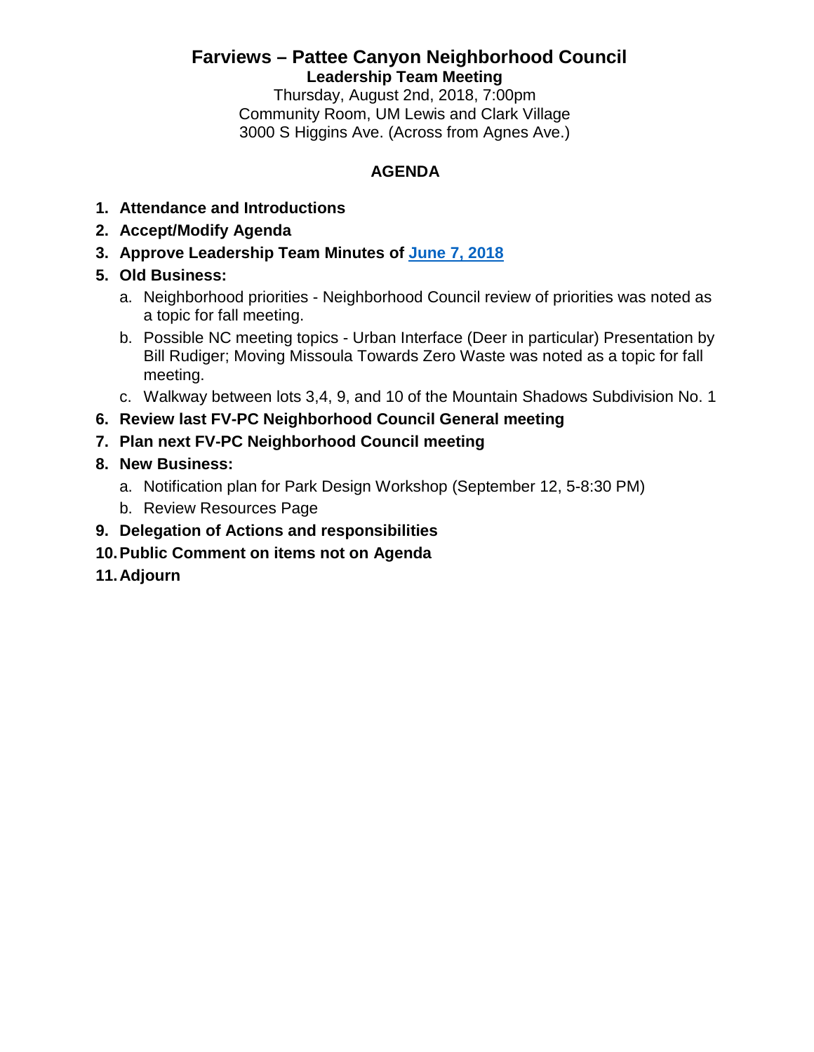# Farviews – Pattee Canyon Neighborhood Council

## Leadership Team Meeting

Thursday, August 2nd, 2018, 7:00pm
Community Room, UM Lewis and Clark Village
3000 S Higgins Ave. (Across from Agnes Ave.)

### AGENDA

1. **Attendance and Introductions**
2. **Accept/Modify Agenda**
3. **Approve Leadership Team Minutes of June 7, 2018**
5. **Old Business:**
   a. Neighborhood priorities - Neighborhood Council review of priorities was noted as a topic for fall meeting.
   b. Possible NC meeting topics - Urban Interface (Deer in particular) Presentation by Bill Rudiger; Moving Missoula Towards Zero Waste was noted as a topic for fall meeting.
   c. Walkway between lots 3,4, 9, and 10 of the Mountain Shadows Subdivision No. 1
6. **Review last FV-PC Neighborhood Council General meeting**
7. **Plan next FV-PC Neighborhood Council meeting**
8. **New Business:**
   a. Notification plan for Park Design Workshop (September 12, 5-8:30 PM)
   b. Review Resources Page
9. **Delegation of Actions and responsibilities**
10. **Public Comment on items not on Agenda**
11. **Adjourn**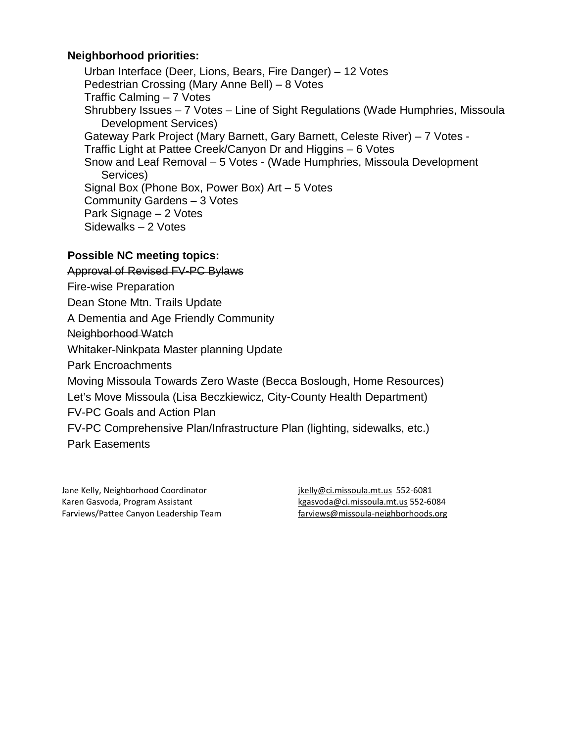**Neighborhood priorities:**

- Urban Interface (Deer, Lions, Bears, Fire Danger) – 12 Votes
- Pedestrian Crossing (Mary Anne Bell) – 8 Votes
- Traffic Calming – 7 Votes
- Shrubbery Issues – 7 Votes – Line of Sight Regulations (Wade Humphries, Missoula Development Services)
- Gateway Park Project (Mary Barnett, Gary Barnett, Celeste River) – 7 Votes -
- Traffic Light at Pattee Creek/Canyon Dr and Higgins – 6 Votes
- Snow and Leaf Removal – 5 Votes - (Wade Humphries, Missoula Development Services)
- Signal Box (Phone Box, Power Box) Art – 5 Votes
- Community Gardens – 3 Votes
- Park Signage – 2 Votes
- Sidewalks – 2 Votes

**Possible NC meeting topics:**

~~Approval of Revised FV-PC Bylaws~~

Fire-wise Preparation

Dean Stone Mtn. Trails Update

A Dementia and Age Friendly Community

~~Neighborhood Watch~~

~~Whitaker-Ninkpata Master planning Update~~

Park Encroachments

Moving Missoula Towards Zero Waste (Becca Boslough, Home Resources)

Let's Move Missoula (Lisa Beczkiewicz, City-County Health Department)

FV-PC Goals and Action Plan

FV-PC Comprehensive Plan/Infrastructure Plan (lighting, sidewalks, etc.)

Park Easements

Jane Kelly, Neighborhood Coordinator jkelly@ci.missoula.mt.us 552-6081
Karen Gasvoda, Program Assistant kgasvoda@ci.missoula.mt.us 552-6084
Farviews/Pattee Canyon Leadership Team farviews@missoula-neighborhoods.org